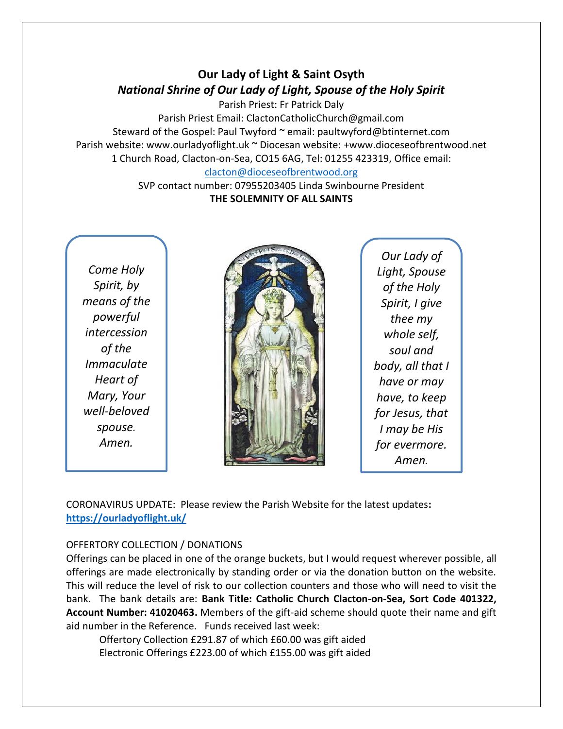# Our Lady of Light & Saint Osyth

## *National Shrine of Our Lady of Light, Spouse of the Holy Spirit*

Parish Priest: Fr Patrick Daly
Parish Priest Email: ClactonCatholicChurch@gmail.com
Steward of the Gospel: Paul Twyford ~ email: paultwyford@btinternet.com
Parish website: www.ourladyoflight.uk ~ Diocesan website: +www.dioceseofbrentwood.net
1 Church Road, Clacton-on-Sea, CO15 6AG, Tel: 01255 423319, Office email: clacton@dioceseofbrentwood.org
SVP contact number: 07955203405 Linda Swinbourne President

**THE SOLEMNITY OF ALL SAINTS**

*Come Holy Spirit, by means of the powerful intercession of the Immaculate Heart of Mary, Your well-beloved spouse. Amen.*

*Our Lady of Light, Spouse of the Holy Spirit, I give thee my whole self, soul and body, all that I have or may have, to keep for Jesus, that I may be His for evermore. Amen.*

CORONAVIRUS UPDATE: Please review the Parish Website for the latest updates**:** **https://ourladyoflight.uk/**

OFFERTORY COLLECTION / DONATIONS

Offerings can be placed in one of the orange buckets, but I would request wherever possible, all offerings are made electronically by standing order or via the donation button on the website. This will reduce the level of risk to our collection counters and those who will need to visit the bank. The bank details are: **Bank Title: Catholic Church Clacton-on-Sea, Sort Code 401322, Account Number: 41020463.** Members of the gift-aid scheme should quote their name and gift aid number in the Reference. Funds received last week:

Offertory Collection £291.87 of which £60.00 was gift aided
Electronic Offerings £223.00 of which £155.00 was gift aided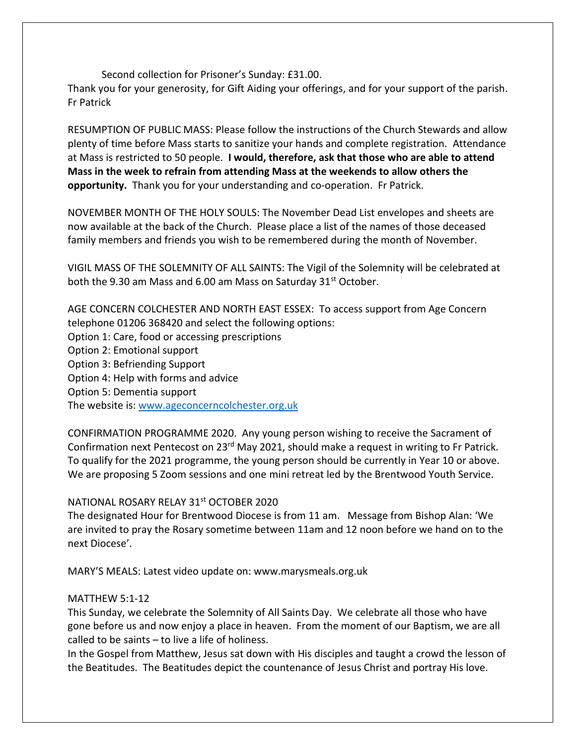Second collection for Prisoner's Sunday: £31.00.

Thank you for your generosity, for Gift Aiding your offerings, and for your support of the parish.
Fr Patrick

RESUMPTION OF PUBLIC MASS: Please follow the instructions of the Church Stewards and allow plenty of time before Mass starts to sanitize your hands and complete registration. Attendance at Mass is restricted to 50 people. **I would, therefore, ask that those who are able to attend Mass in the week to refrain from attending Mass at the weekends to allow others the opportunity.** Thank you for your understanding and co-operation. Fr Patrick.

NOVEMBER MONTH OF THE HOLY SOULS: The November Dead List envelopes and sheets are now available at the back of the Church. Please place a list of the names of those deceased family members and friends you wish to be remembered during the month of November.

VIGIL MASS OF THE SOLEMNITY OF ALL SAINTS: The Vigil of the Solemnity will be celebrated at both the 9.30 am Mass and 6.00 am Mass on Saturday 31st October.

AGE CONCERN COLCHESTER AND NORTH EAST ESSEX: To access support from Age Concern telephone 01206 368420 and select the following options:
Option 1: Care, food or accessing prescriptions
Option 2: Emotional support
Option 3: Befriending Support
Option 4: Help with forms and advice
Option 5: Dementia support
The website is: www.ageconcerncolchester.org.uk

CONFIRMATION PROGRAMME 2020. Any young person wishing to receive the Sacrament of Confirmation next Pentecost on 23rd May 2021, should make a request in writing to Fr Patrick. To qualify for the 2021 programme, the young person should be currently in Year 10 or above. We are proposing 5 Zoom sessions and one mini retreat led by the Brentwood Youth Service.

NATIONAL ROSARY RELAY 31st OCTOBER 2020
The designated Hour for Brentwood Diocese is from 11 am. Message from Bishop Alan: 'We are invited to pray the Rosary sometime between 11am and 12 noon before we hand on to the next Diocese'.

MARY'S MEALS: Latest video update on: www.marysmeals.org.uk

MATTHEW 5:1-12
This Sunday, we celebrate the Solemnity of All Saints Day. We celebrate all those who have gone before us and now enjoy a place in heaven. From the moment of our Baptism, we are all called to be saints – to live a life of holiness.
In the Gospel from Matthew, Jesus sat down with His disciples and taught a crowd the lesson of the Beatitudes. The Beatitudes depict the countenance of Jesus Christ and portray His love.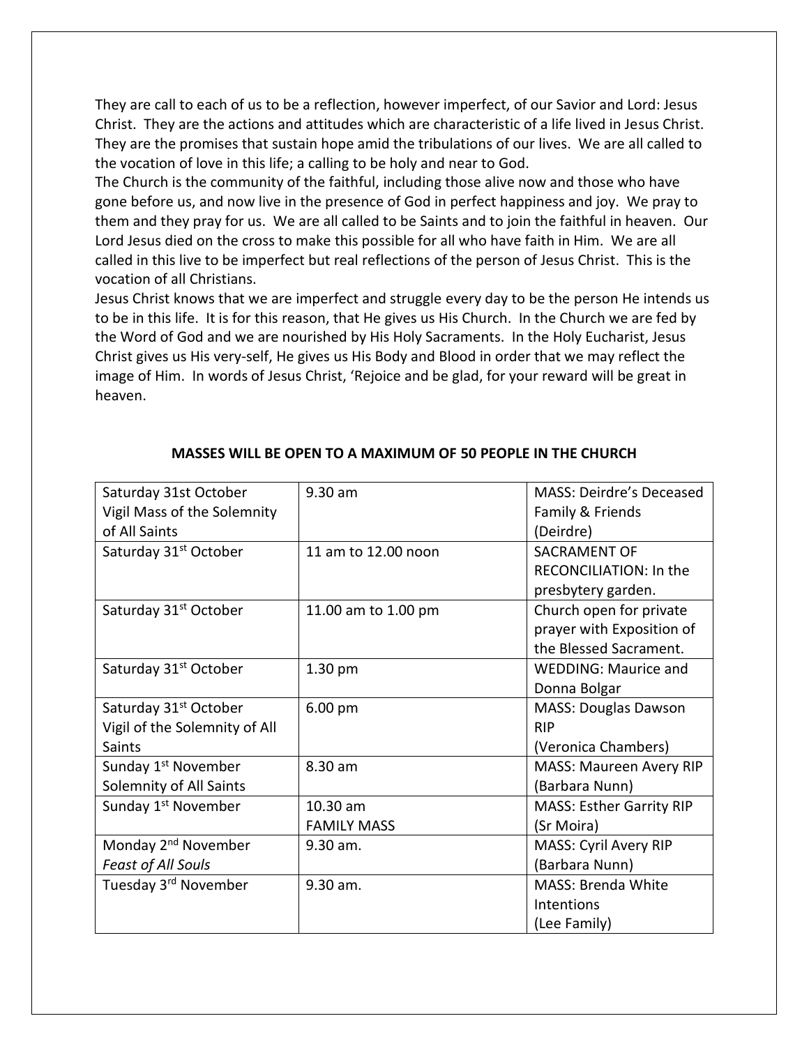They are call to each of us to be a reflection, however imperfect, of our Savior and Lord: Jesus Christ. They are the actions and attitudes which are characteristic of a life lived in Jesus Christ. They are the promises that sustain hope amid the tribulations of our lives. We are all called to the vocation of love in this life; a calling to be holy and near to God.

The Church is the community of the faithful, including those alive now and those who have gone before us, and now live in the presence of God in perfect happiness and joy. We pray to them and they pray for us. We are all called to be Saints and to join the faithful in heaven. Our Lord Jesus died on the cross to make this possible for all who have faith in Him. We are all called in this live to be imperfect but real reflections of the person of Jesus Christ. This is the vocation of all Christians.

Jesus Christ knows that we are imperfect and struggle every day to be the person He intends us to be in this life. It is for this reason, that He gives us His Church. In the Church we are fed by the Word of God and we are nourished by His Holy Sacraments. In the Holy Eucharist, Jesus Christ gives us His very-self, He gives us His Body and Blood in order that we may reflect the image of Him. In words of Jesus Christ, 'Rejoice and be glad, for your reward will be great in heaven.

**MASSES WILL BE OPEN TO A MAXIMUM OF 50 PEOPLE IN THE CHURCH**

| | | |
|---|---|---|
| Saturday 31st October Vigil Mass of the Solemnity of All Saints | 9.30 am | MASS: Deirdre's Deceased Family & Friends (Deirdre) |
| Saturday 31st October | 11 am to 12.00 noon | SACRAMENT OF RECONCILIATION: In the presbytery garden. |
| Saturday 31st October | 11.00 am to 1.00 pm | Church open for private prayer with Exposition of the Blessed Sacrament. |
| Saturday 31st October | 1.30 pm | WEDDING: Maurice and Donna Bolgar |
| Saturday 31st October Vigil of the Solemnity of All Saints | 6.00 pm | MASS: Douglas Dawson RIP (Veronica Chambers) |
| Sunday 1st November Solemnity of All Saints | 8.30 am | MASS: Maureen Avery RIP (Barbara Nunn) |
| Sunday 1st November | 10.30 am FAMILY MASS | MASS: Esther Garrity RIP (Sr Moira) |
| Monday 2nd November *Feast of All Souls* | 9.30 am. | MASS: Cyril Avery RIP (Barbara Nunn) |
| Tuesday 3rd November | 9.30 am. | MASS: Brenda White Intentions (Lee Family) |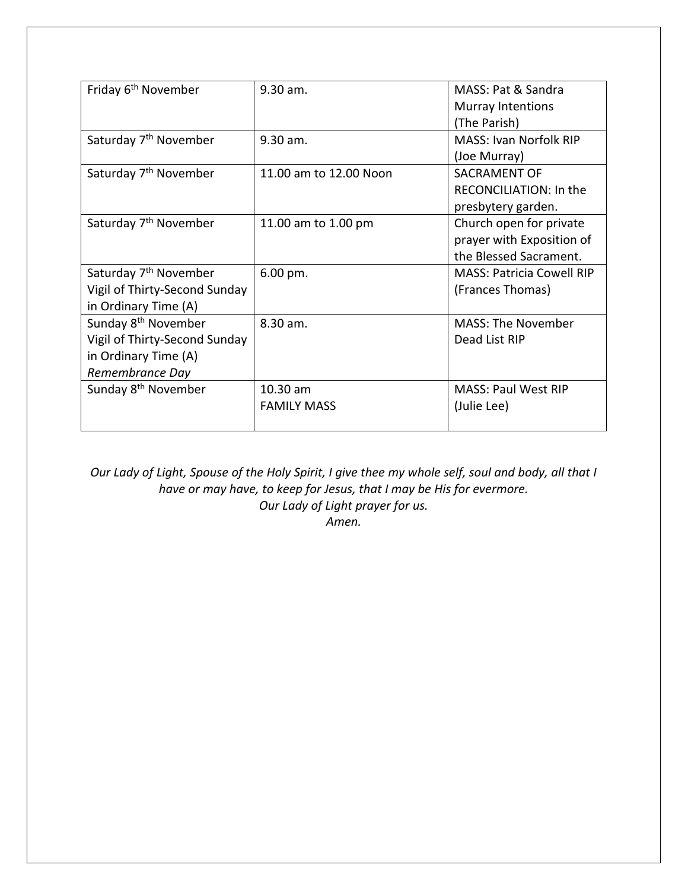| | | |
|---|---|---|
| Friday 6th November | 9.30 am. | MASS: Pat & Sandra Murray Intentions (The Parish) |
| Saturday 7th November | 9.30 am. | MASS: Ivan Norfolk RIP (Joe Murray) |
| Saturday 7th November | 11.00 am to 12.00 Noon | SACRAMENT OF RECONCILIATION: In the presbytery garden. |
| Saturday 7th November | 11.00 am to 1.00 pm | Church open for private prayer with Exposition of the Blessed Sacrament. |
| Saturday 7th November Vigil of Thirty-Second Sunday in Ordinary Time (A) | 6.00 pm. | MASS: Patricia Cowell RIP (Frances Thomas) |
| Sunday 8th November Vigil of Thirty-Second Sunday in Ordinary Time (A) *Remembrance Day* | 8.30 am. | MASS: The November Dead List RIP |
| Sunday 8th November | 10.30 am FAMILY MASS | MASS: Paul West RIP (Julie Lee) |

*Our Lady of Light, Spouse of the Holy Spirit, I give thee my whole self, soul and body, all that I have or may have, to keep for Jesus, that I may be His for evermore.*
*Our Lady of Light prayer for us.*
*Amen.*